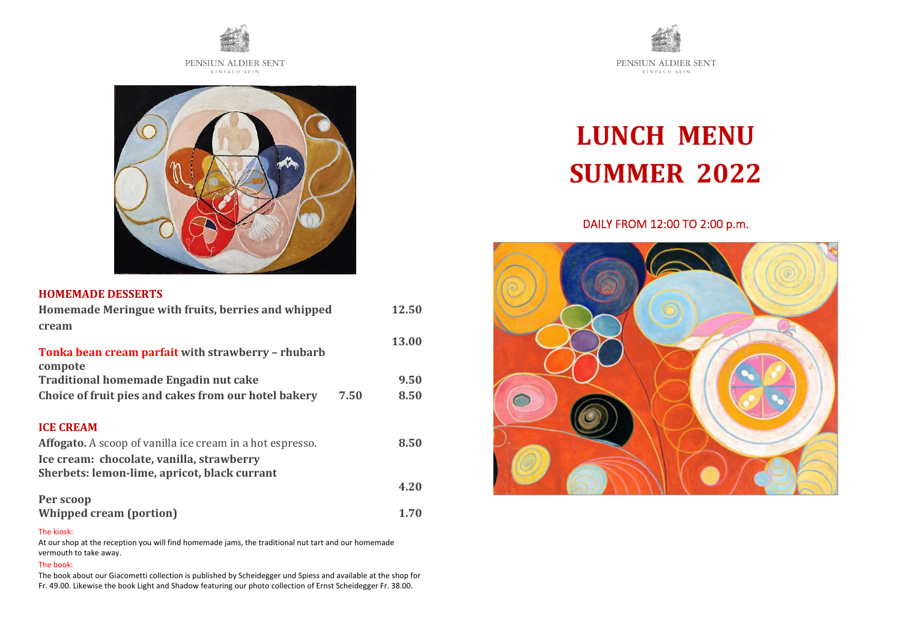PENSIUN ALDIER SENT
EINFACH SEIN

## HOMEMADE DESSERTS

| | | |
|---|---|---|
| **Homemade Meringue with fruits, berries and whipped cream** | | **12.50** |
| **Tonka bean cream parfait with strawberry – rhubarb compote** | | **13.00** |
| **Traditional homemade Engadin nut cake** | | **9.50** |
| **Choice of fruit pies and cakes from our hotel bakery** | **7.50** | **8.50** |

## ICE CREAM

| | |
|---|---|
| **Affogato.** A scoop of vanilla ice cream in a hot espresso. | **8.50** |
| **Ice cream: chocolate, vanilla, strawberry** | |
| **Sherbets: lemon-lime, apricot, black currant** | |
| **Per scoop** | **4.20** |
| **Whipped cream (portion)** | **1.70** |

The kiosk:

At our shop at the reception you will find homemade jams, the traditional nut tart and our homemade vermouth to take away.

The book:

The book about our Giacometti collection is published by Scheidegger und Spiess and available at the shop for Fr. 49.00. Likewise the book Light and Shadow featuring our photo collection of Ernst Scheidegger Fr. 38.00.

PENSIUN ALDIER SENT
EINFACH SEIN

# LUNCH MENU SUMMER 2022

DAILY FROM 12:00 TO 2:00 p.m.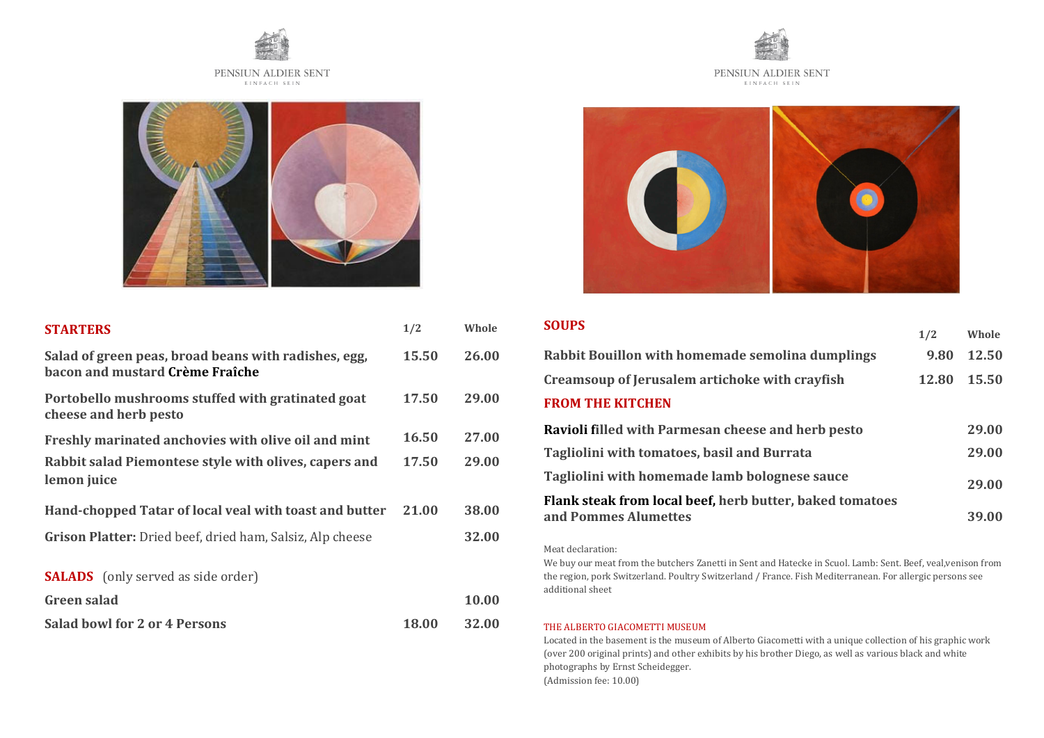PENSIUN ALDIER SENT
EINFACH SEIN

## STARTERS

| | 1/2 | Whole |
|---|---|---|
| **Salad of green peas, broad beans with radishes, egg, bacon and mustard Crème Fraîche** | **15.50** | **26.00** |
| **Portobello mushrooms stuffed with gratinated goat cheese and herb pesto** | **17.50** | **29.00** |
| **Freshly marinated anchovies with olive oil and mint** | **16.50** | **27.00** |
| **Rabbit salad Piemontese style with olives, capers and lemon juice** | **17.50** | **29.00** |
| **Hand-chopped Tatar of local veal with toast and butter** | **21.00** | **38.00** |
| **Grison Platter:** Dried beef, dried ham, Salsiz, Alp cheese | | **32.00** |

## SALADS (only served as side order)

| | | |
|---|---|---|
| **Green salad** | | **10.00** |
| **Salad bowl for 2 or 4 Persons** | **18.00** | **32.00** |

PENSIUN ALDIER SENT
EINFACH SEIN

## SOUPS

| | 1/2 | Whole |
|---|---|---|
| **Rabbit Bouillon with homemade semolina dumplings** | **9.80** | **12.50** |
| **Creamsoup of Jerusalem artichoke with crayfish** | **12.80** | **15.50** |

## FROM THE KITCHEN

| | |
|---|---|
| **Ravioli filled with Parmesan cheese and herb pesto** | **29.00** |
| **Tagliolini with tomatoes, basil and Burrata** | **29.00** |
| **Tagliolini with homemade lamb bolognese sauce** | **29.00** |
| **Flank steak from local beef, herb butter, baked tomatoes and Pommes Alumettes** | **39.00** |

Meat declaration:
We buy our meat from the butchers Zanetti in Sent and Hatecke in Scuol. Lamb: Sent. Beef, veal,venison from the region, pork Switzerland. Poultry Switzerland / France. Fish Mediterranean. For allergic persons see additional sheet

THE ALBERTO GIACOMETTI MUSEUM
Located in the basement is the museum of Alberto Giacometti with a unique collection of his graphic work (over 200 original prints) and other exhibits by his brother Diego, as well as various black and white photographs by Ernst Scheidegger.
(Admission fee: 10.00)